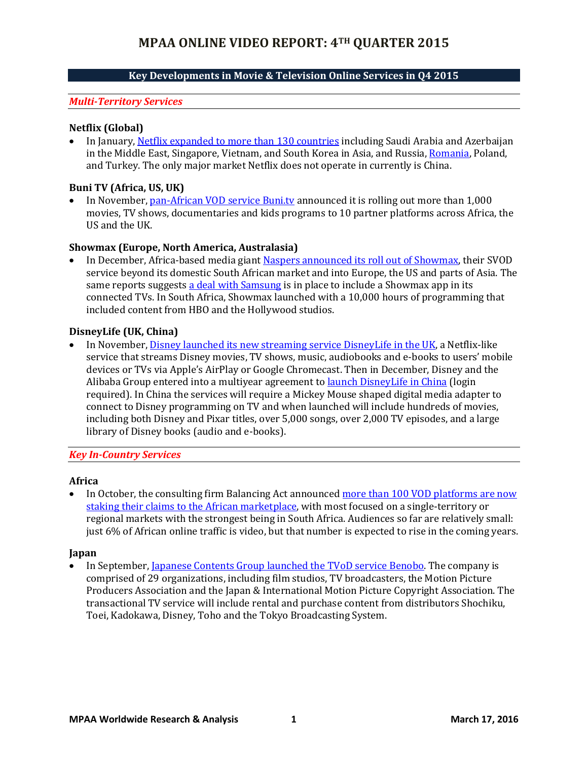# MPAA ONLINE VIDEO REPORT: 4TH QUARTER 2015

## Key Developments in Movie & Television Online Services in Q4 2015

### *Multi-Territory Services*

**Netflix (Global)**

- In January, Netflix expanded to more than 130 countries including Saudi Arabia and Azerbaijan in the Middle East, Singapore, Vietnam, and South Korea in Asia, and Russia, Romania, Poland, and Turkey. The only major market Netflix does not operate in currently is China.

**Buni TV (Africa, US, UK)**

- In November, pan-African VOD service Buni.tv announced it is rolling out more than 1,000 movies, TV shows, documentaries and kids programs to 10 partner platforms across Africa, the US and the UK.

**Showmax (Europe, North America, Australasia)**

- In December, Africa-based media giant Naspers announced its roll out of Showmax, their SVOD service beyond its domestic South African market and into Europe, the US and parts of Asia. The same reports suggests a deal with Samsung is in place to include a Showmax app in its connected TVs. In South Africa, Showmax launched with a 10,000 hours of programming that included content from HBO and the Hollywood studios.

**DisneyLife (UK, China)**

- In November, Disney launched its new streaming service DisneyLife in the UK, a Netflix-like service that streams Disney movies, TV shows, music, audiobooks and e-books to users' mobile devices or TVs via Apple's AirPlay or Google Chromecast. Then in December, Disney and the Alibaba Group entered into a multiyear agreement to launch DisneyLife in China (login required). In China the services will require a Mickey Mouse shaped digital media adapter to connect to Disney programming on TV and when launched will include hundreds of movies, including both Disney and Pixar titles, over 5,000 songs, over 2,000 TV episodes, and a large library of Disney books (audio and e-books).

### *Key In-Country Services*

**Africa**

- In October, the consulting firm Balancing Act announced more than 100 VOD platforms are now staking their claims to the African marketplace, with most focused on a single-territory or regional markets with the strongest being in South Africa. Audiences so far are relatively small: just 6% of African online traffic is video, but that number is expected to rise in the coming years.

**Japan**

- In September, Japanese Contents Group launched the TVoD service Benobo. The company is comprised of 29 organizations, including film studios, TV broadcasters, the Motion Picture Producers Association and the Japan & International Motion Picture Copyright Association. The transactional TV service will include rental and purchase content from distributors Shochiku, Toei, Kadokawa, Disney, Toho and the Tokyo Broadcasting System.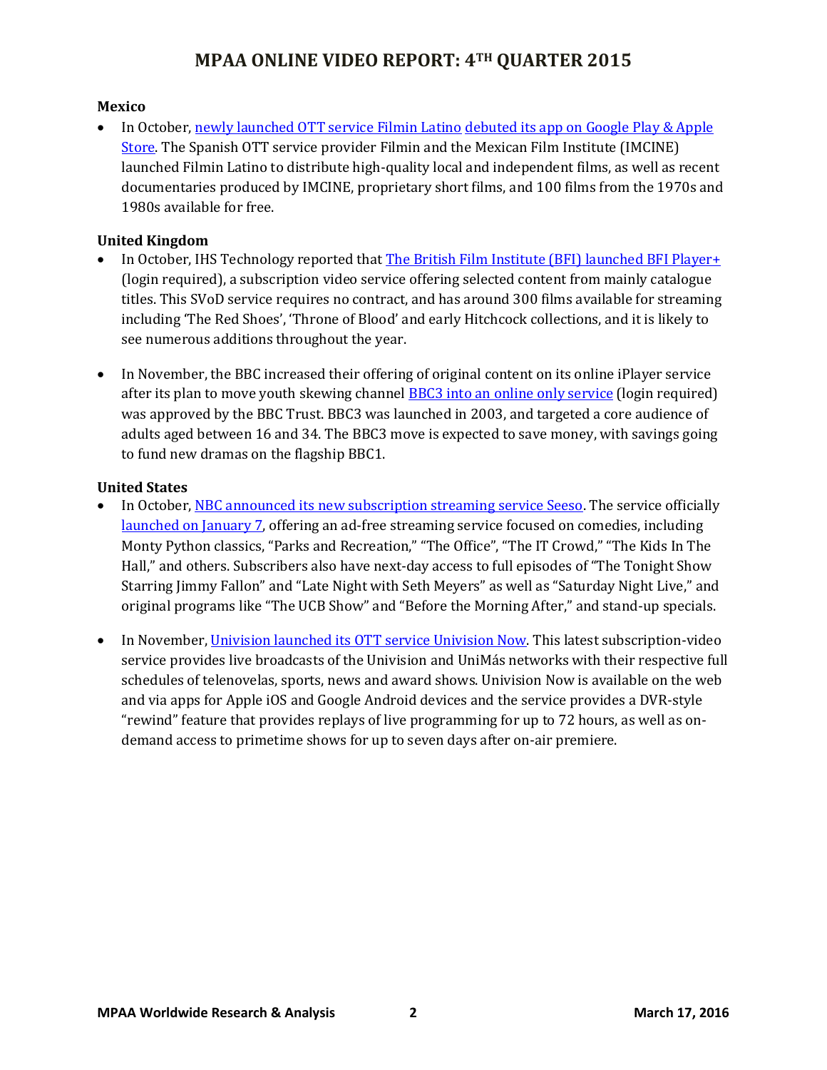**Mexico**

- In October, newly launched OTT service Filmin Latino debuted its app on Google Play & Apple Store. The Spanish OTT service provider Filmin and the Mexican Film Institute (IMCINE) launched Filmin Latino to distribute high-quality local and independent films, as well as recent documentaries produced by IMCINE, proprietary short films, and 100 films from the 1970s and 1980s available for free.

**United Kingdom**

- In October, IHS Technology reported that The British Film Institute (BFI) launched BFI Player+ (login required), a subscription video service offering selected content from mainly catalogue titles. This SVoD service requires no contract, and has around 300 films available for streaming including 'The Red Shoes', 'Throne of Blood' and early Hitchcock collections, and it is likely to see numerous additions throughout the year.

- In November, the BBC increased their offering of original content on its online iPlayer service after its plan to move youth skewing channel BBC3 into an online only service (login required) was approved by the BBC Trust. BBC3 was launched in 2003, and targeted a core audience of adults aged between 16 and 34. The BBC3 move is expected to save money, with savings going to fund new dramas on the flagship BBC1.

**United States**

- In October, NBC announced its new subscription streaming service Seeso. The service officially launched on January 7, offering an ad-free streaming service focused on comedies, including Monty Python classics, "Parks and Recreation," "The Office", "The IT Crowd," "The Kids In The Hall," and others. Subscribers also have next-day access to full episodes of "The Tonight Show Starring Jimmy Fallon" and "Late Night with Seth Meyers" as well as "Saturday Night Live," and original programs like "The UCB Show" and "Before the Morning After," and stand-up specials.

- In November, Univision launched its OTT service Univision Now. This latest subscription-video service provides live broadcasts of the Univision and UniMás networks with their respective full schedules of telenovelas, sports, news and award shows. Univision Now is available on the web and via apps for Apple iOS and Google Android devices and the service provides a DVR-style "rewind" feature that provides replays of live programming for up to 72 hours, as well as on-demand access to primetime shows for up to seven days after on-air premiere.